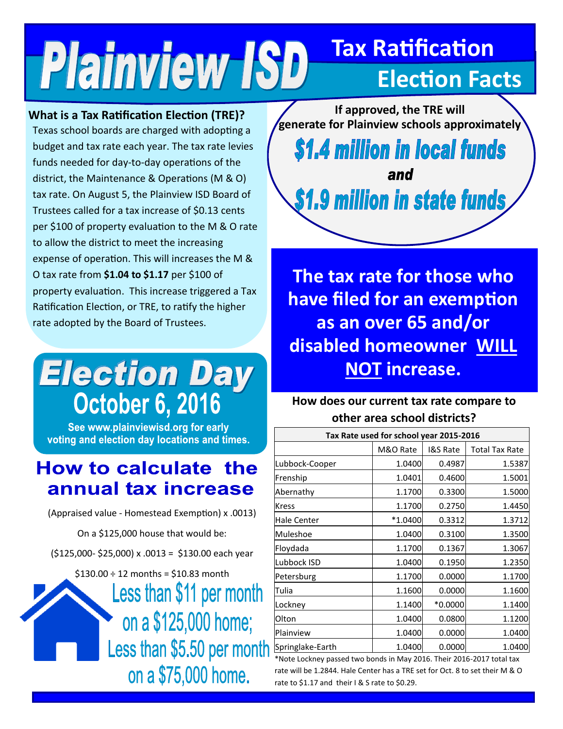# Plainview ISD

## Tax Ratification Election Facts

### What is a Tax Ratification Election (TRE)?

Texas school boards are charged with adopting a budget and tax rate each year. The tax rate levies funds needed for day-to-day operations of the district, the Maintenance & Operations (M & O) tax rate. On August 5, the Plainview ISD Board of Trustees called for a tax increase of $0.13 cents per $100 of property evaluation to the M & O rate to allow the district to meet the increasing expense of operation. This will increases the M & O tax rate from **$1.04 to $1.17** per $100 of property evaluation. This increase triggered a Tax Ratification Election, or TRE, to ratify the higher rate adopted by the Board of Trustees.

## Election Day

## October 6, 2016

**See www.plainviewisd.org for early voting and election day locations and times.**

## How to calculate the annual tax increase

(Appraised value - Homestead Exemption) x .0013)

On a $125,000 house that would be:

($125,000- $25,000) x .0013 = $130.00 each year

$130.00 ÷ 12 months = $10.83 month

**Less than $11 per month on a $125,000 home; Less than $5.50 per month on a $75,000 home.**

**If approved, the TRE will generate for Plainview schools approximately**

***$1.4 million in local funds***

***and***

***$1.9 million in state funds***

**The tax rate for those who have filed for an exemption as an over 65 and/or disabled homeowner WILL NOT increase.**

**How does our current tax rate compare to other area school districts?**

| Tax Rate used for school year 2015-2016 | | | |
|---|---|---|---|
| | M&O Rate | I&S Rate | Total Tax Rate |
| Lubbock-Cooper | 1.0400 | 0.4987 | 1.5387 |
| Frenship | 1.0401 | 0.4600 | 1.5001 |
| Abernathy | 1.1700 | 0.3300 | 1.5000 |
| Kress | 1.1700 | 0.2750 | 1.4450 |
| Hale Center | *1.0400 | 0.3312 | 1.3712 |
| Muleshoe | 1.0400 | 0.3100 | 1.3500 |
| Floydada | 1.1700 | 0.1367 | 1.3067 |
| Lubbock ISD | 1.0400 | 0.1950 | 1.2350 |
| Petersburg | 1.1700 | 0.0000 | 1.1700 |
| Tulia | 1.1600 | 0.0000 | 1.1600 |
| Lockney | 1.1400 | *0.0000 | 1.1400 |
| Olton | 1.0400 | 0.0800 | 1.1200 |
| Plainview | 1.0400 | 0.0000 | 1.0400 |
| Springlake-Earth | 1.0400 | 0.0000 | 1.0400 |

*Note Lockney passed two bonds in May 2016. Their 2016-2017 total tax rate will be 1.2844. Hale Center has a TRE set for Oct. 8 to set their M & O rate to $1.17 and their I & S rate to $0.29.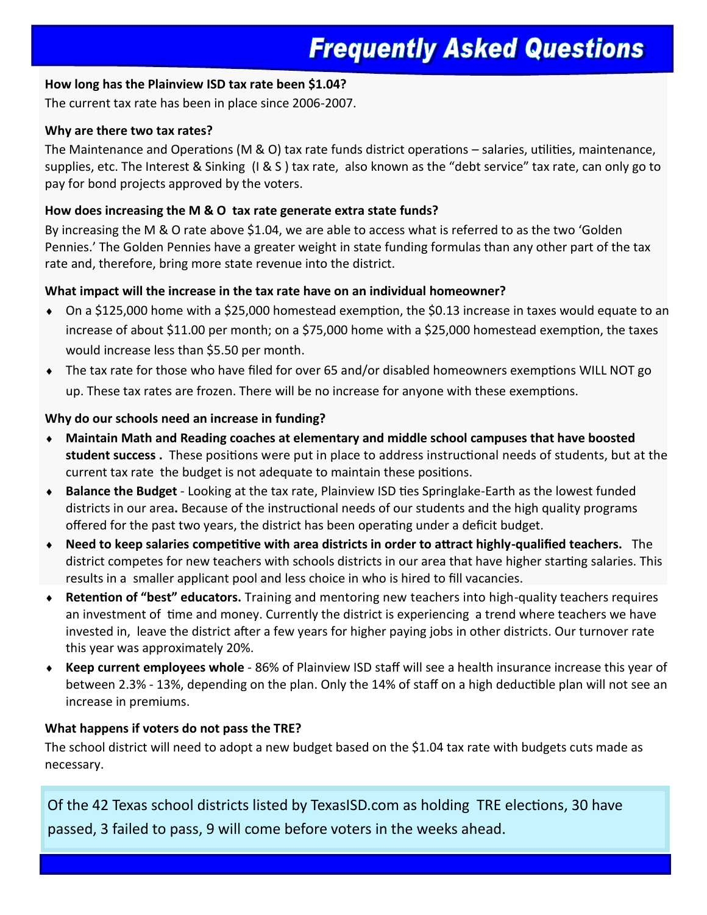# Frequently Asked Questions

**How long has the Plainview ISD tax rate been $1.04?**

The current tax rate has been in place since 2006-2007.

**Why are there two tax rates?**

The Maintenance and Operations (M & O) tax rate funds district operations – salaries, utilities, maintenance, supplies, etc. The Interest & Sinking (I & S ) tax rate, also known as the "debt service" tax rate, can only go to pay for bond projects approved by the voters.

**How does increasing the M & O tax rate generate extra state funds?**

By increasing the M & O rate above $1.04, we are able to access what is referred to as the two 'Golden Pennies.' The Golden Pennies have a greater weight in state funding formulas than any other part of the tax rate and, therefore, bring more state revenue into the district.

**What impact will the increase in the tax rate have on an individual homeowner?**

- On a $125,000 home with a $25,000 homestead exemption, the $0.13 increase in taxes would equate to an increase of about $11.00 per month; on a $75,000 home with a $25,000 homestead exemption, the taxes would increase less than $5.50 per month.
- The tax rate for those who have filed for over 65 and/or disabled homeowners exemptions WILL NOT go up. These tax rates are frozen. There will be no increase for anyone with these exemptions.

**Why do our schools need an increase in funding?**

- **Maintain Math and Reading coaches at elementary and middle school campuses that have boosted student success .** These positions were put in place to address instructional needs of students, but at the current tax rate the budget is not adequate to maintain these positions.
- **Balance the Budget** - Looking at the tax rate, Plainview ISD ties Springlake-Earth as the lowest funded districts in our area**.** Because of the instructional needs of our students and the high quality programs offered for the past two years, the district has been operating under a deficit budget.
- **Need to keep salaries competitive with area districts in order to attract highly-qualified teachers.** The district competes for new teachers with schools districts in our area that have higher starting salaries. This results in a smaller applicant pool and less choice in who is hired to fill vacancies.
- **Retention of "best" educators.** Training and mentoring new teachers into high-quality teachers requires an investment of time and money. Currently the district is experiencing a trend where teachers we have invested in, leave the district after a few years for higher paying jobs in other districts. Our turnover rate this year was approximately 20%.
- **Keep current employees whole** - 86% of Plainview ISD staff will see a health insurance increase this year of between 2.3% - 13%, depending on the plan. Only the 14% of staff on a high deductible plan will not see an increase in premiums.

**What happens if voters do not pass the TRE?**

The school district will need to adopt a new budget based on the $1.04 tax rate with budgets cuts made as necessary.

Of the 42 Texas school districts listed by TexasISD.com as holding TRE elections, 30 have passed, 3 failed to pass, 9 will come before voters in the weeks ahead.